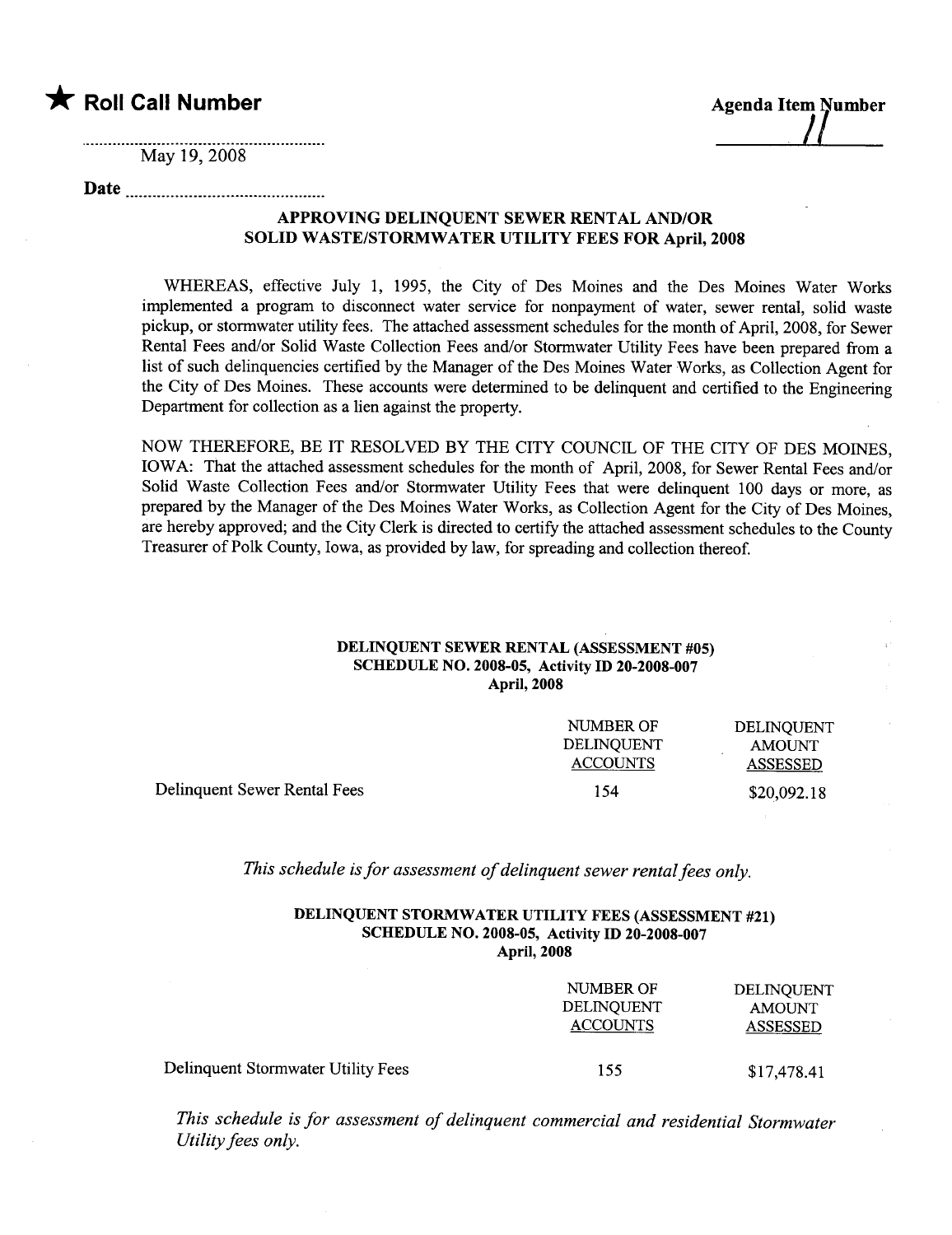★ **Roll Call Number**

**Agenda Item Number** 11

May 19, 2008

**Date** ..............................

### APPROVING DELINQUENT SEWER RENTAL AND/OR SOLID WASTE/STORMWATER UTILITY FEES FOR April, 2008

WHEREAS, effective July 1, 1995, the City of Des Moines and the Des Moines Water Works implemented a program to disconnect water service for nonpayment of water, sewer rental, solid waste pickup, or stormwater utility fees. The attached assessment schedules for the month of April, 2008, for Sewer Rental Fees and/or Solid Waste Collection Fees and/or Stormwater Utility Fees have been prepared from a list of such delinquencies certified by the Manager of the Des Moines Water Works, as Collection Agent for the City of Des Moines. These accounts were determined to be delinquent and certified to the Engineering Department for collection as a lien against the property.

NOW THEREFORE, BE IT RESOLVED BY THE CITY COUNCIL OF THE CITY OF DES MOINES, IOWA: That the attached assessment schedules for the month of April, 2008, for Sewer Rental Fees and/or Solid Waste Collection Fees and/or Stormwater Utility Fees that were delinquent 100 days or more, as prepared by the Manager of the Des Moines Water Works, as Collection Agent for the City of Des Moines, are hereby approved; and the City Clerk is directed to certify the attached assessment schedules to the County Treasurer of Polk County, Iowa, as provided by law, for spreading and collection thereof.

**DELINQUENT SEWER RENTAL (ASSESSMENT #05)**
**SCHEDULE NO. 2008-05, Activity ID 20-2008-007**
**April, 2008**

| | NUMBER OF DELINQUENT ACCOUNTS | DELINQUENT AMOUNT ASSESSED |
|---|---|---|
| Delinquent Sewer Rental Fees | 154 | $20,092.18 |

*This schedule is for assessment of delinquent sewer rental fees only.*

**DELINQUENT STORMWATER UTILITY FEES (ASSESSMENT #21)**
**SCHEDULE NO. 2008-05, Activity ID 20-2008-007**
**April, 2008**

| | NUMBER OF DELINQUENT ACCOUNTS | DELINQUENT AMOUNT ASSESSED |
|---|---|---|
| Delinquent Stormwater Utility Fees | 155 | $17,478.41 |

*This schedule is for assessment of delinquent commercial and residential Stormwater Utility fees only.*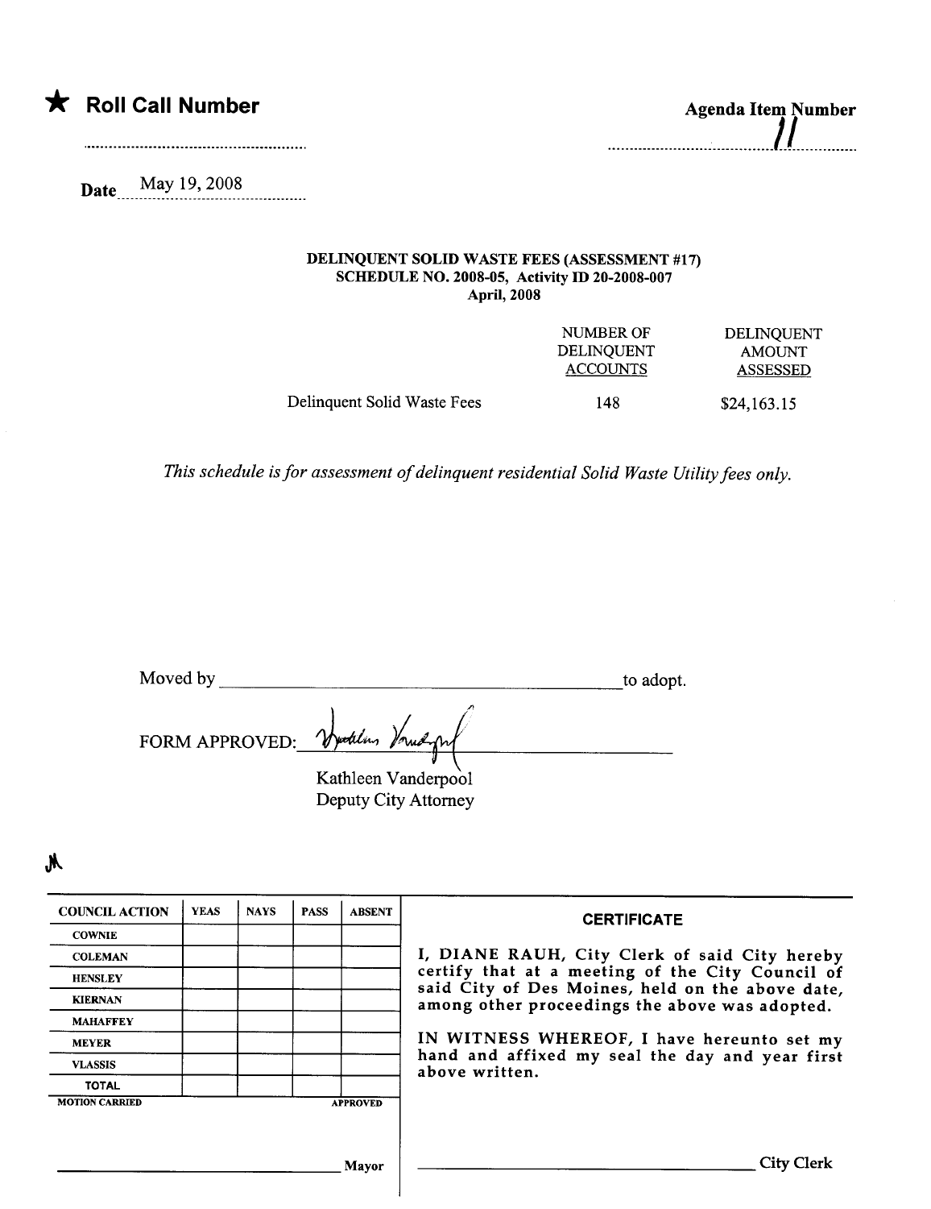★ **Roll Call Number**

..........................................................

**Agenda Item Number**

11

Date May 19, 2008

**DELINQUENT SOLID WASTE FEES (ASSESSMENT #17)**
**SCHEDULE NO. 2008-05, Activity ID 20-2008-007**
**April, 2008**

| | NUMBER OF DELINQUENT ACCOUNTS | DELINQUENT AMOUNT ASSESSED |
|---|---|---|
| Delinquent Solid Waste Fees | 148 | $24,163.15 |

*This schedule is for assessment of delinquent residential Solid Waste Utility fees only.*

Moved by ________________________________________ to adopt.

FORM APPROVED: [signature]

Kathleen Vanderpool
Deputy City Attorney

| COUNCIL ACTION | YEAS | NAYS | PASS | ABSENT |
|---|---|---|---|---|
| COWNIE | | | | |
| COLEMAN | | | | |
| HENSLEY | | | | |
| KIERNAN | | | | |
| MAHAFFEY | | | | |
| MEYER | | | | |
| VLASSIS | | | | |
| TOTAL | | | | |

MOTION CARRIED APPROVED

________________________________ Mayor

**CERTIFICATE**

I, DIANE RAUH, City Clerk of said City hereby certify that at a meeting of the City Council of said City of Des Moines, held on the above date, among other proceedings the above was adopted.

IN WITNESS WHEREOF, I have hereunto set my hand and affixed my seal the day and year first above written.

________________________________ City Clerk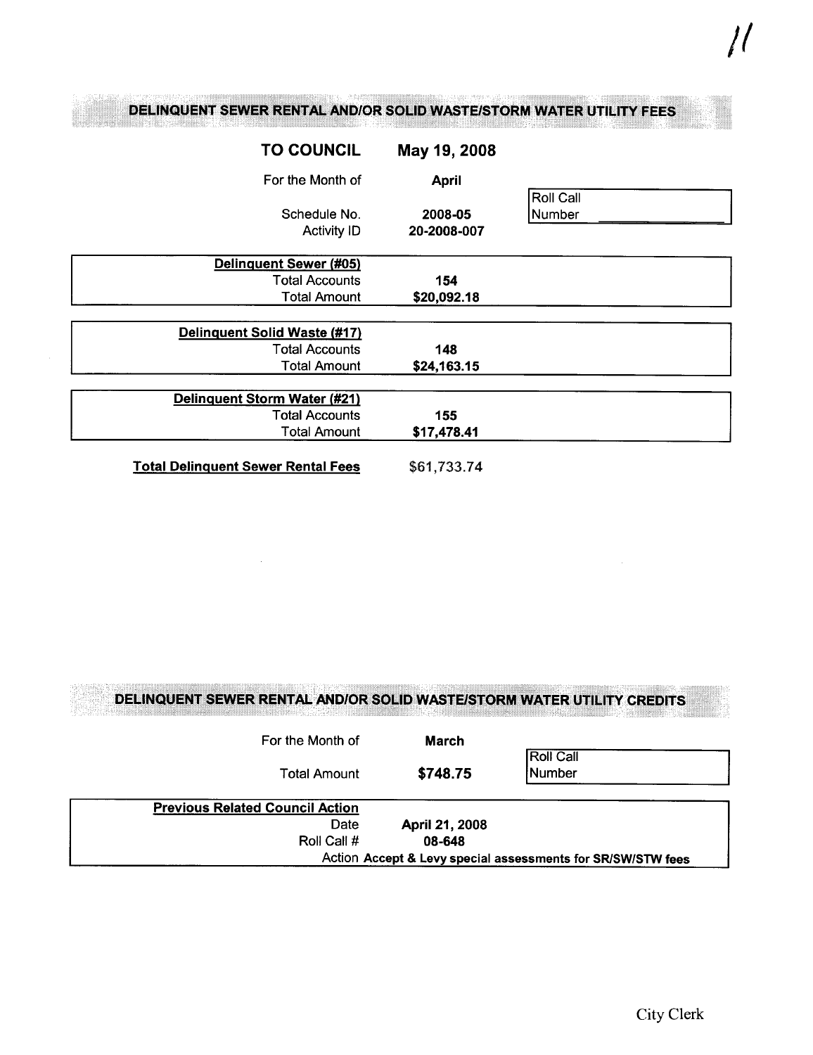## DELINQUENT SEWER RENTAL AND/OR SOLID WASTE/STORM WATER UTILITY FEES

| | | |
|---|---|---|
| **TO COUNCIL** | **May 19, 2008** | |
| For the Month of | **April** | |
| Schedule No. | **2008-05** | Roll Call Number ________ |
| Activity ID | **20-2008-007** | |

| | |
|---|---|
| **Delinquent Sewer (#05)** | |
| Total Accounts | **154** |
| Total Amount | **$20,092.18** |

| | |
|---|---|
| **Delinquent Solid Waste (#17)** | |
| Total Accounts | **148** |
| Total Amount | **$24,163.15** |

| | |
|---|---|
| **Delinquent Storm Water (#21)** | |
| Total Accounts | **155** |
| Total Amount | **$17,478.41** |

**Total Delinquent Sewer Rental Fees** $61,733.74

## DELINQUENT SEWER RENTAL AND/OR SOLID WASTE/STORM WATER UTILITY CREDITS

| | | |
|---|---|---|
| For the Month of | **March** | |
| Total Amount | **$748.75** | Roll Call Number |

| | |
|---|---|
| **Previous Related Council Action** | |
| Date | **April 21, 2008** |
| Roll Call # | **08-648** |
| Action | **Accept & Levy special assessments for SR/SW/STW fees** |

City Clerk